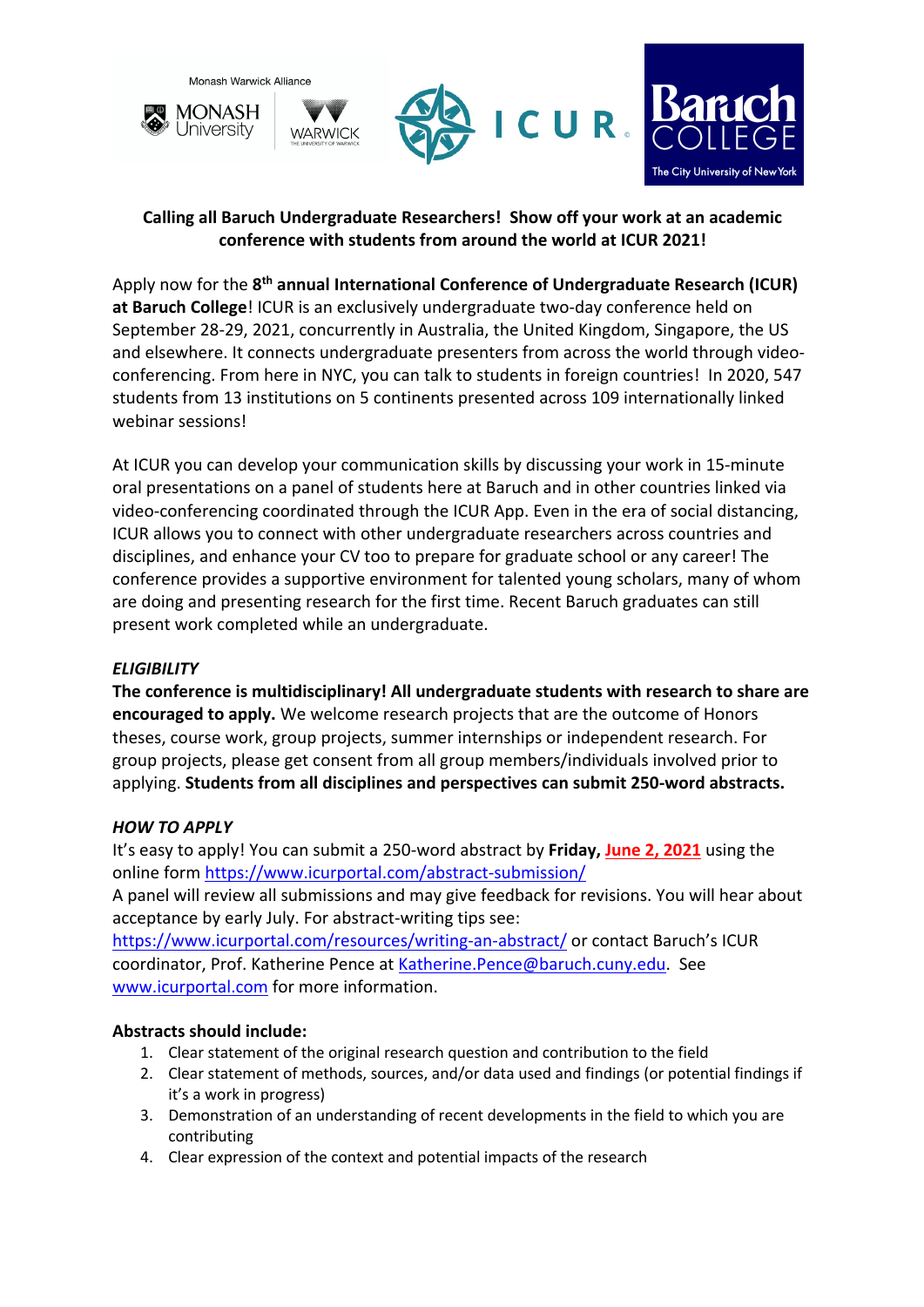Monash Warwick Alliance

MONASH University | WARWICK

ICUR

Baruch COLLEGE The City University of New York

**Calling all Baruch Undergraduate Researchers! Show off your work at an academic conference with students from around the world at ICUR 2021!**

Apply now for the **8th annual International Conference of Undergraduate Research (ICUR) at Baruch College**! ICUR is an exclusively undergraduate two-day conference held on September 28-29, 2021, concurrently in Australia, the United Kingdom, Singapore, the US and elsewhere. It connects undergraduate presenters from across the world through video-conferencing. From here in NYC, you can talk to students in foreign countries! In 2020, 547 students from 13 institutions on 5 continents presented across 109 internationally linked webinar sessions!

At ICUR you can develop your communication skills by discussing your work in 15-minute oral presentations on a panel of students here at Baruch and in other countries linked via video-conferencing coordinated through the ICUR App. Even in the era of social distancing, ICUR allows you to connect with other undergraduate researchers across countries and disciplines, and enhance your CV too to prepare for graduate school or any career! The conference provides a supportive environment for talented young scholars, many of whom are doing and presenting research for the first time. Recent Baruch graduates can still present work completed while an undergraduate.

***ELIGIBILITY***

**The conference is multidisciplinary! All undergraduate students with research to share are encouraged to apply.** We welcome research projects that are the outcome of Honors theses, course work, group projects, summer internships or independent research. For group projects, please get consent from all group members/individuals involved prior to applying. **Students from all disciplines and perspectives can submit 250-word abstracts.**

***HOW TO APPLY***

It's easy to apply! You can submit a 250-word abstract by **Friday, June 2, 2021** using the online form https://www.icurportal.com/abstract-submission/

A panel will review all submissions and may give feedback for revisions. You will hear about acceptance by early July. For abstract-writing tips see: https://www.icurportal.com/resources/writing-an-abstract/ or contact Baruch's ICUR coordinator, Prof. Katherine Pence at Katherine.Pence@baruch.cuny.edu. See www.icurportal.com for more information.

**Abstracts should include:**

1. Clear statement of the original research question and contribution to the field
2. Clear statement of methods, sources, and/or data used and findings (or potential findings if it's a work in progress)
3. Demonstration of an understanding of recent developments in the field to which you are contributing
4. Clear expression of the context and potential impacts of the research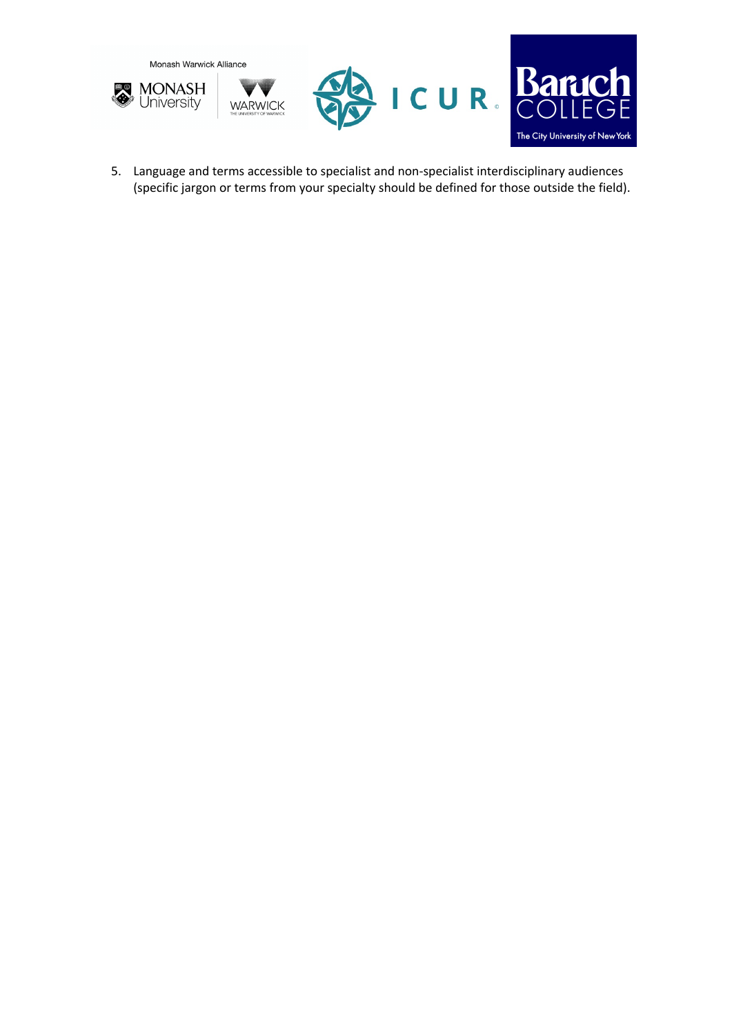5. Language and terms accessible to specialist and non-specialist interdisciplinary audiences (specific jargon or terms from your specialty should be defined for those outside the field).